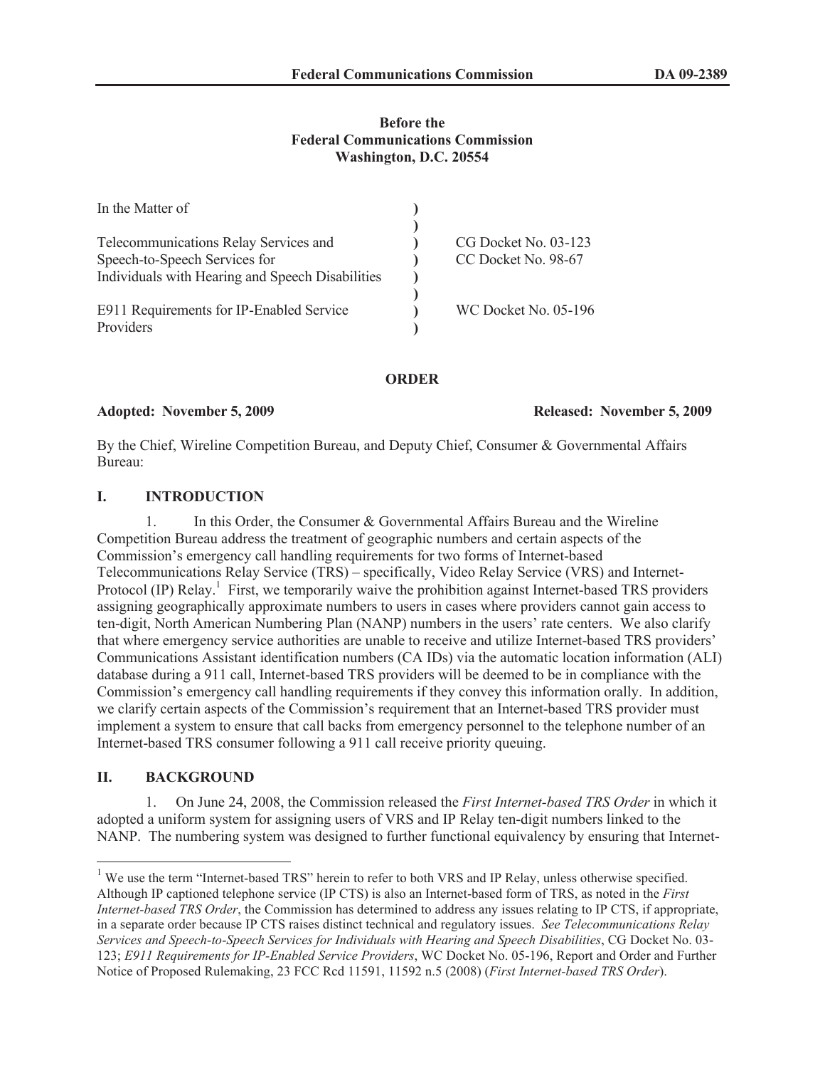**Before the**
**Federal Communications Commission**
**Washington, D.C. 20554**

| In the Matter of | | |
|---|---|---|
| Telecommunications Relay Services and Speech-to-Speech Services for Individuals with Hearing and Speech Disabilities | ) | CG Docket No. 03-123<br>CC Docket No. 98-67 |
| E911 Requirements for IP-Enabled Service Providers | ) | WC Docket No. 05-196 |

**ORDER**

**Adopted: November 5, 2009** **Released: November 5, 2009**

By the Chief, Wireline Competition Bureau, and Deputy Chief, Consumer & Governmental Affairs Bureau:

## I. INTRODUCTION

1. In this Order, the Consumer & Governmental Affairs Bureau and the Wireline Competition Bureau address the treatment of geographic numbers and certain aspects of the Commission's emergency call handling requirements for two forms of Internet-based Telecommunications Relay Service (TRS) – specifically, Video Relay Service (VRS) and Internet-Protocol (IP) Relay.[1] First, we temporarily waive the prohibition against Internet-based TRS providers assigning geographically approximate numbers to users in cases where providers cannot gain access to ten-digit, North American Numbering Plan (NANP) numbers in the users' rate centers. We also clarify that where emergency service authorities are unable to receive and utilize Internet-based TRS providers' Communications Assistant identification numbers (CA IDs) via the automatic location information (ALI) database during a 911 call, Internet-based TRS providers will be deemed to be in compliance with the Commission's emergency call handling requirements if they convey this information orally. In addition, we clarify certain aspects of the Commission's requirement that an Internet-based TRS provider must implement a system to ensure that call backs from emergency personnel to the telephone number of an Internet-based TRS consumer following a 911 call receive priority queuing.

## II. BACKGROUND

1. On June 24, 2008, the Commission released the *First Internet-based TRS Order* in which it adopted a uniform system for assigning users of VRS and IP Relay ten-digit numbers linked to the NANP. The numbering system was designed to further functional equivalency by ensuring that Internet-

[1] We use the term "Internet-based TRS" herein to refer to both VRS and IP Relay, unless otherwise specified. Although IP captioned telephone service (IP CTS) is also an Internet-based form of TRS, as noted in the *First Internet-based TRS Order*, the Commission has determined to address any issues relating to IP CTS, if appropriate, in a separate order because IP CTS raises distinct technical and regulatory issues. *See Telecommunications Relay Services and Speech-to-Speech Services for Individuals with Hearing and Speech Disabilities*, CG Docket No. 03-123; *E911 Requirements for IP-Enabled Service Providers*, WC Docket No. 05-196, Report and Order and Further Notice of Proposed Rulemaking, 23 FCC Rcd 11591, 11592 n.5 (2008) (*First Internet-based TRS Order*).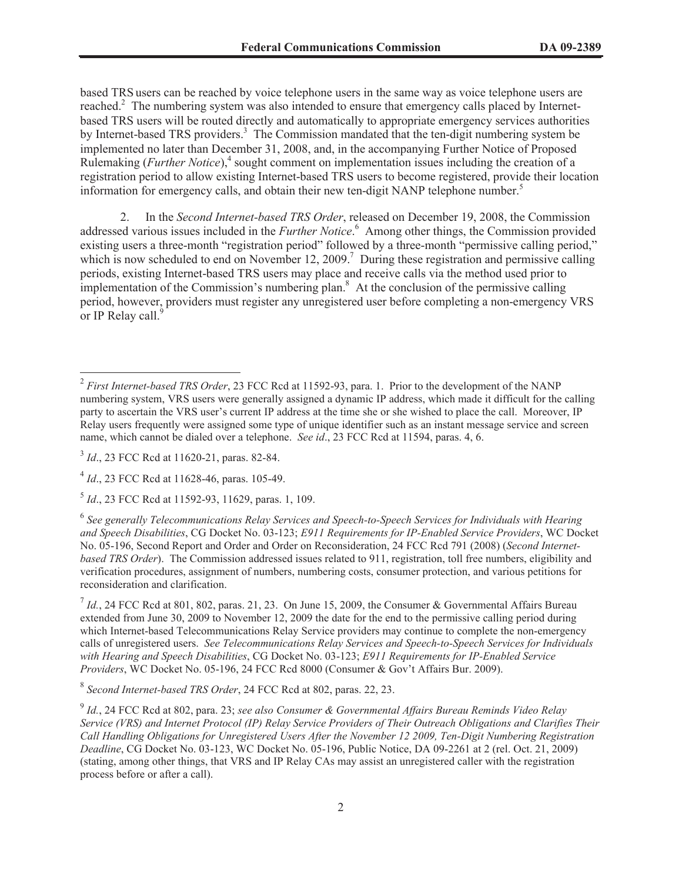based TRS users can be reached by voice telephone users in the same way as voice telephone users are reached.[2] The numbering system was also intended to ensure that emergency calls placed by Internet-based TRS users will be routed directly and automatically to appropriate emergency services authorities by Internet-based TRS providers.[3] The Commission mandated that the ten-digit numbering system be implemented no later than December 31, 2008, and, in the accompanying Further Notice of Proposed Rulemaking (*Further Notice*),[4] sought comment on implementation issues including the creation of a registration period to allow existing Internet-based TRS users to become registered, provide their location information for emergency calls, and obtain their new ten-digit NANP telephone number.[5]

2. In the *Second Internet-based TRS Order*, released on December 19, 2008, the Commission addressed various issues included in the *Further Notice*.[6] Among other things, the Commission provided existing users a three-month "registration period" followed by a three-month "permissive calling period," which is now scheduled to end on November 12, 2009.[7] During these registration and permissive calling periods, existing Internet-based TRS users may place and receive calls via the method used prior to implementation of the Commission's numbering plan.[8] At the conclusion of the permissive calling period, however, providers must register any unregistered user before completing a non-emergency VRS or IP Relay call.[9]

---

[2] *First Internet-based TRS Order*, 23 FCC Rcd at 11592-93, para. 1. Prior to the development of the NANP numbering system, VRS users were generally assigned a dynamic IP address, which made it difficult for the calling party to ascertain the VRS user's current IP address at the time she or she wished to place the call. Moreover, IP Relay users frequently were assigned some type of unique identifier such as an instant message service and screen name, which cannot be dialed over a telephone. *See id*., 23 FCC Rcd at 11594, paras. 4, 6.

[3] *Id*., 23 FCC Rcd at 11620-21, paras. 82-84.

[4] *Id*., 23 FCC Rcd at 11628-46, paras. 105-49.

[5] *Id*., 23 FCC Rcd at 11592-93, 11629, paras. 1, 109.

[6] *See generally Telecommunications Relay Services and Speech-to-Speech Services for Individuals with Hearing and Speech Disabilities*, CG Docket No. 03-123; *E911 Requirements for IP-Enabled Service Providers*, WC Docket No. 05-196, Second Report and Order and Order on Reconsideration, 24 FCC Rcd 791 (2008) (*Second Internet-based TRS Order*). The Commission addressed issues related to 911, registration, toll free numbers, eligibility and verification procedures, assignment of numbers, numbering costs, consumer protection, and various petitions for reconsideration and clarification.

[7] *Id.*, 24 FCC Rcd at 801, 802, paras. 21, 23. On June 15, 2009, the Consumer & Governmental Affairs Bureau extended from June 30, 2009 to November 12, 2009 the date for the end to the permissive calling period during which Internet-based Telecommunications Relay Service providers may continue to complete the non-emergency calls of unregistered users. *See Telecommunications Relay Services and Speech-to-Speech Services for Individuals with Hearing and Speech Disabilities*, CG Docket No. 03-123; *E911 Requirements for IP-Enabled Service Providers*, WC Docket No. 05-196, 24 FCC Rcd 8000 (Consumer & Gov't Affairs Bur. 2009).

[8] *Second Internet-based TRS Order*, 24 FCC Rcd at 802, paras. 22, 23.

[9] *Id.*, 24 FCC Rcd at 802, para. 23; *see also Consumer & Governmental Affairs Bureau Reminds Video Relay Service (VRS) and Internet Protocol (IP) Relay Service Providers of Their Outreach Obligations and Clarifies Their Call Handling Obligations for Unregistered Users After the November 12 2009, Ten-Digit Numbering Registration Deadline*, CG Docket No. 03-123, WC Docket No. 05-196, Public Notice, DA 09-2261 at 2 (rel. Oct. 21, 2009) (stating, among other things, that VRS and IP Relay CAs may assist an unregistered caller with the registration process before or after a call).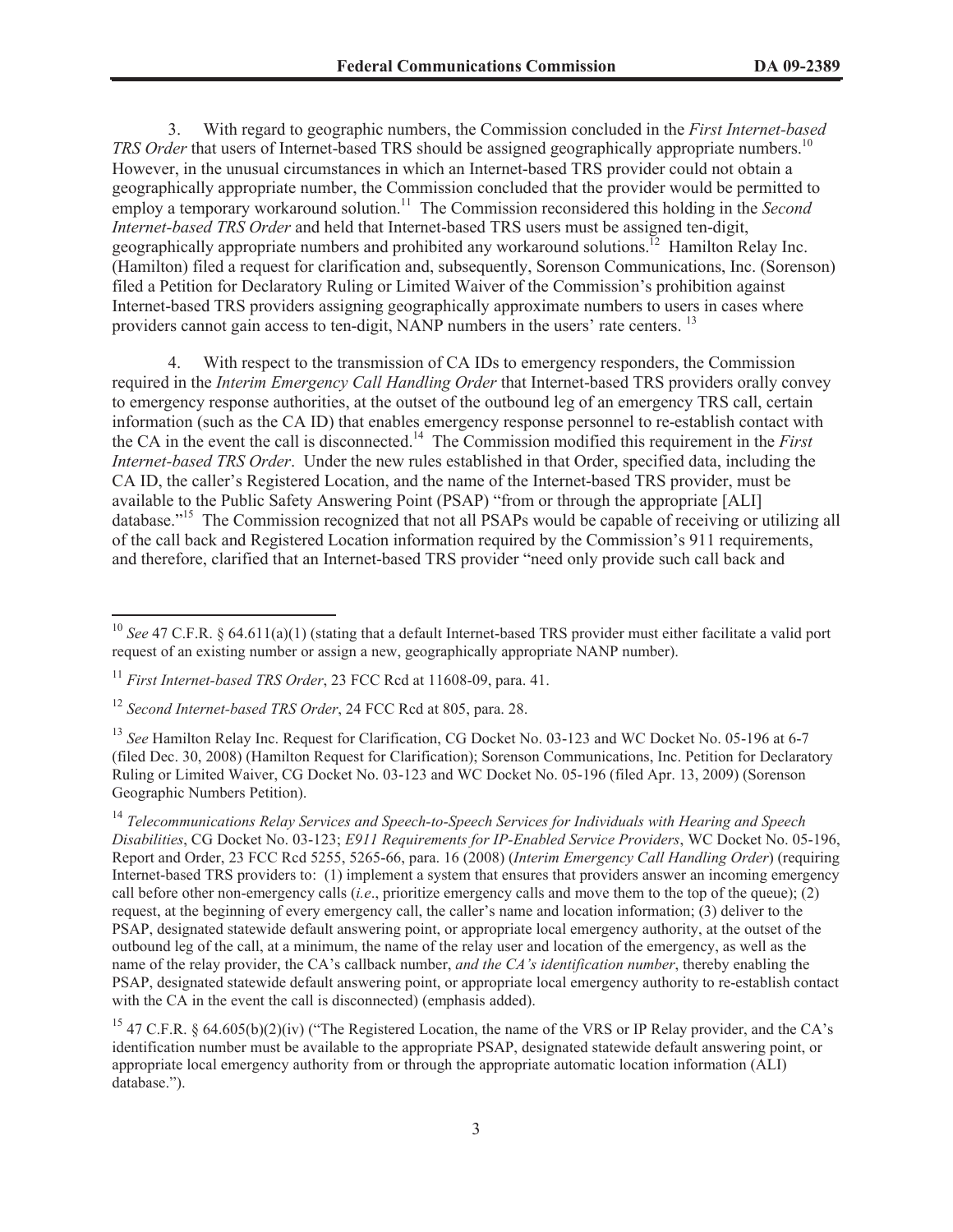3. With regard to geographic numbers, the Commission concluded in the *First Internet-based TRS Order* that users of Internet-based TRS should be assigned geographically appropriate numbers.[10] However, in the unusual circumstances in which an Internet-based TRS provider could not obtain a geographically appropriate number, the Commission concluded that the provider would be permitted to employ a temporary workaround solution.[11] The Commission reconsidered this holding in the *Second Internet-based TRS Order* and held that Internet-based TRS users must be assigned ten-digit, geographically appropriate numbers and prohibited any workaround solutions.[12] Hamilton Relay Inc. (Hamilton) filed a request for clarification and, subsequently, Sorenson Communications, Inc. (Sorenson) filed a Petition for Declaratory Ruling or Limited Waiver of the Commission's prohibition against Internet-based TRS providers assigning geographically approximate numbers to users in cases where providers cannot gain access to ten-digit, NANP numbers in the users' rate centers.[13]

4. With respect to the transmission of CA IDs to emergency responders, the Commission required in the *Interim Emergency Call Handling Order* that Internet-based TRS providers orally convey to emergency response authorities, at the outset of the outbound leg of an emergency TRS call, certain information (such as the CA ID) that enables emergency response personnel to re-establish contact with the CA in the event the call is disconnected.[14] The Commission modified this requirement in the *First Internet-based TRS Order*. Under the new rules established in that Order, specified data, including the CA ID, the caller's Registered Location, and the name of the Internet-based TRS provider, must be available to the Public Safety Answering Point (PSAP) "from or through the appropriate [ALI] database."[15] The Commission recognized that not all PSAPs would be capable of receiving or utilizing all of the call back and Registered Location information required by the Commission's 911 requirements, and therefore, clarified that an Internet-based TRS provider "need only provide such call back and

---

[10] *See* 47 C.F.R. § 64.611(a)(1) (stating that a default Internet-based TRS provider must either facilitate a valid port request of an existing number or assign a new, geographically appropriate NANP number).

[11] *First Internet-based TRS Order*, 23 FCC Rcd at 11608-09, para. 41.

[12] *Second Internet-based TRS Order*, 24 FCC Rcd at 805, para. 28.

[13] *See* Hamilton Relay Inc. Request for Clarification, CG Docket No. 03-123 and WC Docket No. 05-196 at 6-7 (filed Dec. 30, 2008) (Hamilton Request for Clarification); Sorenson Communications, Inc. Petition for Declaratory Ruling or Limited Waiver, CG Docket No. 03-123 and WC Docket No. 05-196 (filed Apr. 13, 2009) (Sorenson Geographic Numbers Petition).

[14] *Telecommunications Relay Services and Speech-to-Speech Services for Individuals with Hearing and Speech Disabilities*, CG Docket No. 03-123; *E911 Requirements for IP-Enabled Service Providers*, WC Docket No. 05-196, Report and Order, 23 FCC Rcd 5255, 5265-66, para. 16 (2008) (*Interim Emergency Call Handling Order*) (requiring Internet-based TRS providers to: (1) implement a system that ensures that providers answer an incoming emergency call before other non-emergency calls (*i.e*., prioritize emergency calls and move them to the top of the queue); (2) request, at the beginning of every emergency call, the caller's name and location information; (3) deliver to the PSAP, designated statewide default answering point, or appropriate local emergency authority, at the outset of the outbound leg of the call, at a minimum, the name of the relay user and location of the emergency, as well as the name of the relay provider, the CA's callback number, *and the CA's identification number*, thereby enabling the PSAP, designated statewide default answering point, or appropriate local emergency authority to re-establish contact with the CA in the event the call is disconnected) (emphasis added).

[15] 47 C.F.R. § 64.605(b)(2)(iv) ("The Registered Location, the name of the VRS or IP Relay provider, and the CA's identification number must be available to the appropriate PSAP, designated statewide default answering point, or appropriate local emergency authority from or through the appropriate automatic location information (ALI) database.").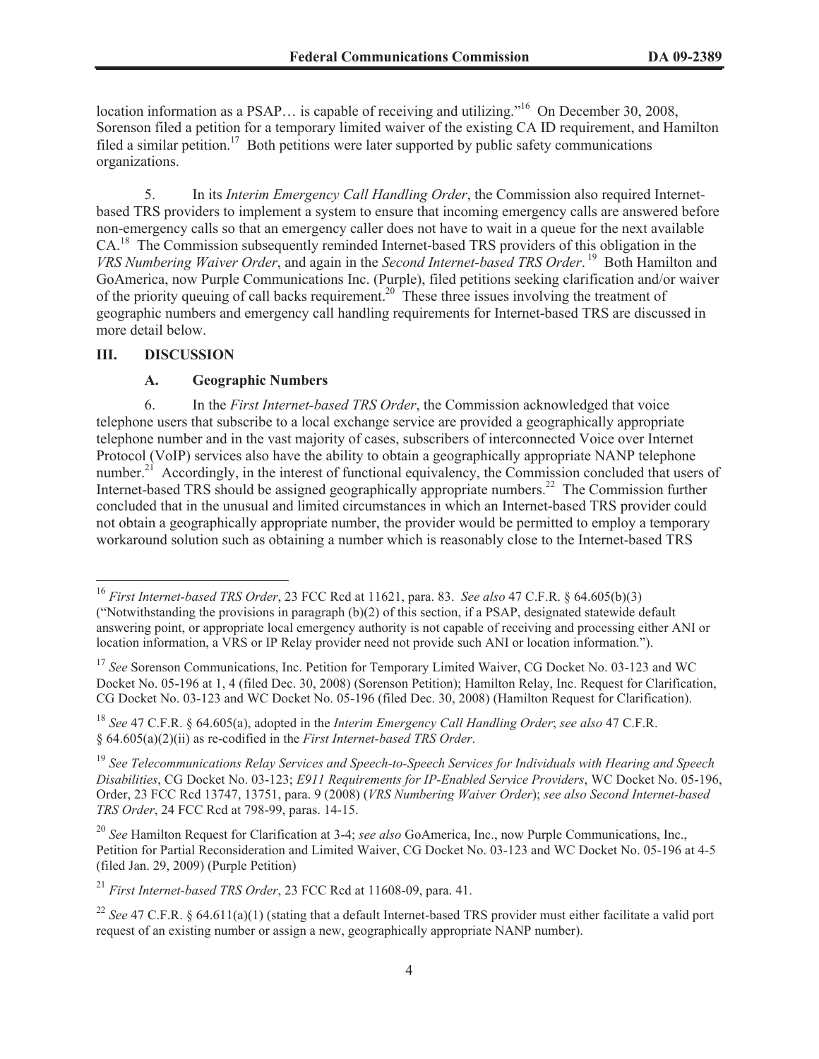location information as a PSAP… is capable of receiving and utilizing."[16] On December 30, 2008, Sorenson filed a petition for a temporary limited waiver of the existing CA ID requirement, and Hamilton filed a similar petition.[17] Both petitions were later supported by public safety communications organizations.

5. In its *Interim Emergency Call Handling Order*, the Commission also required Internet-based TRS providers to implement a system to ensure that incoming emergency calls are answered before non-emergency calls so that an emergency caller does not have to wait in a queue for the next available CA.[18] The Commission subsequently reminded Internet-based TRS providers of this obligation in the *VRS Numbering Waiver Order*, and again in the *Second Internet-based TRS Order*.[19] Both Hamilton and GoAmerica, now Purple Communications Inc. (Purple), filed petitions seeking clarification and/or waiver of the priority queuing of call backs requirement.[20] These three issues involving the treatment of geographic numbers and emergency call handling requirements for Internet-based TRS are discussed in more detail below.

## III. DISCUSSION

### A. Geographic Numbers

6. In the *First Internet-based TRS Order*, the Commission acknowledged that voice telephone users that subscribe to a local exchange service are provided a geographically appropriate telephone number and in the vast majority of cases, subscribers of interconnected Voice over Internet Protocol (VoIP) services also have the ability to obtain a geographically appropriate NANP telephone number.[21] Accordingly, in the interest of functional equivalency, the Commission concluded that users of Internet-based TRS should be assigned geographically appropriate numbers.[22] The Commission further concluded that in the unusual and limited circumstances in which an Internet-based TRS provider could not obtain a geographically appropriate number, the provider would be permitted to employ a temporary workaround solution such as obtaining a number which is reasonably close to the Internet-based TRS

---

[16] *First Internet-based TRS Order*, 23 FCC Rcd at 11621, para. 83. *See also* 47 C.F.R. § 64.605(b)(3) ("Notwithstanding the provisions in paragraph (b)(2) of this section, if a PSAP, designated statewide default answering point, or appropriate local emergency authority is not capable of receiving and processing either ANI or location information, a VRS or IP Relay provider need not provide such ANI or location information.").

[17] *See* Sorenson Communications, Inc. Petition for Temporary Limited Waiver, CG Docket No. 03-123 and WC Docket No. 05-196 at 1, 4 (filed Dec. 30, 2008) (Sorenson Petition); Hamilton Relay, Inc. Request for Clarification, CG Docket No. 03-123 and WC Docket No. 05-196 (filed Dec. 30, 2008) (Hamilton Request for Clarification).

[18] *See* 47 C.F.R. § 64.605(a), adopted in the *Interim Emergency Call Handling Order*; *see also* 47 C.F.R. § 64.605(a)(2)(ii) as re-codified in the *First Internet-based TRS Order*.

[19] *See Telecommunications Relay Services and Speech-to-Speech Services for Individuals with Hearing and Speech Disabilities*, CG Docket No. 03-123; *E911 Requirements for IP-Enabled Service Providers*, WC Docket No. 05-196, Order, 23 FCC Rcd 13747, 13751, para. 9 (2008) (*VRS Numbering Waiver Order*); *see also Second Internet-based TRS Order*, 24 FCC Rcd at 798-99, paras. 14-15.

[20] *See* Hamilton Request for Clarification at 3-4; *see also* GoAmerica, Inc., now Purple Communications, Inc., Petition for Partial Reconsideration and Limited Waiver, CG Docket No. 03-123 and WC Docket No. 05-196 at 4-5 (filed Jan. 29, 2009) (Purple Petition)

[21] *First Internet-based TRS Order*, 23 FCC Rcd at 11608-09, para. 41.

[22] *See* 47 C.F.R. § 64.611(a)(1) (stating that a default Internet-based TRS provider must either facilitate a valid port request of an existing number or assign a new, geographically appropriate NANP number).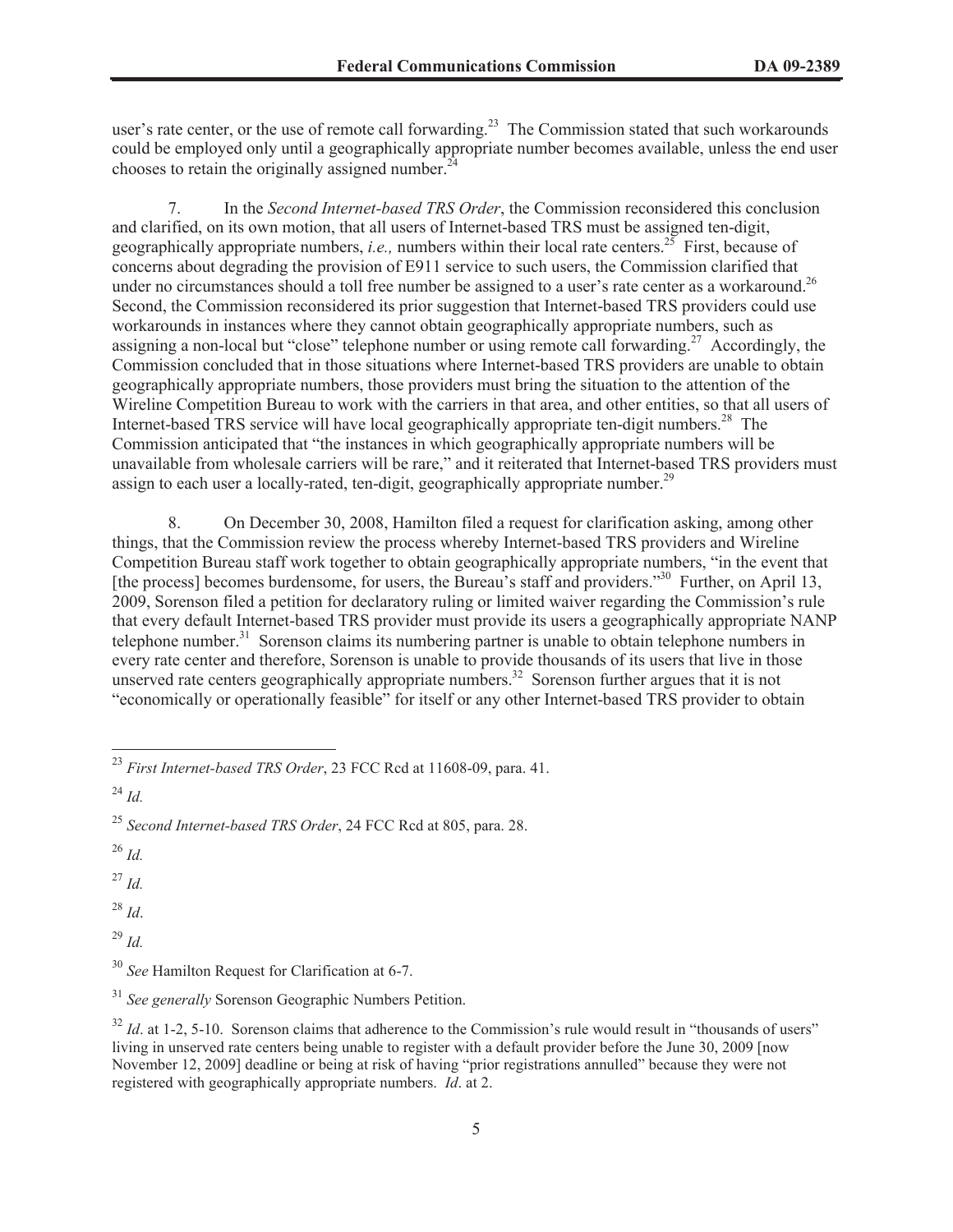user's rate center, or the use of remote call forwarding.[23] The Commission stated that such workarounds could be employed only until a geographically appropriate number becomes available, unless the end user chooses to retain the originally assigned number.[24]

7. In the *Second Internet-based TRS Order*, the Commission reconsidered this conclusion and clarified, on its own motion, that all users of Internet-based TRS must be assigned ten-digit, geographically appropriate numbers, *i.e.,* numbers within their local rate centers.[25] First, because of concerns about degrading the provision of E911 service to such users, the Commission clarified that under no circumstances should a toll free number be assigned to a user's rate center as a workaround.[26] Second, the Commission reconsidered its prior suggestion that Internet-based TRS providers could use workarounds in instances where they cannot obtain geographically appropriate numbers, such as assigning a non-local but "close" telephone number or using remote call forwarding.[27] Accordingly, the Commission concluded that in those situations where Internet-based TRS providers are unable to obtain geographically appropriate numbers, those providers must bring the situation to the attention of the Wireline Competition Bureau to work with the carriers in that area, and other entities, so that all users of Internet-based TRS service will have local geographically appropriate ten-digit numbers.[28] The Commission anticipated that "the instances in which geographically appropriate numbers will be unavailable from wholesale carriers will be rare," and it reiterated that Internet-based TRS providers must assign to each user a locally-rated, ten-digit, geographically appropriate number.[29]

8. On December 30, 2008, Hamilton filed a request for clarification asking, among other things, that the Commission review the process whereby Internet-based TRS providers and Wireline Competition Bureau staff work together to obtain geographically appropriate numbers, "in the event that [the process] becomes burdensome, for users, the Bureau's staff and providers."[30] Further, on April 13, 2009, Sorenson filed a petition for declaratory ruling or limited waiver regarding the Commission's rule that every default Internet-based TRS provider must provide its users a geographically appropriate NANP telephone number.[31] Sorenson claims its numbering partner is unable to obtain telephone numbers in every rate center and therefore, Sorenson is unable to provide thousands of its users that live in those unserved rate centers geographically appropriate numbers.[32] Sorenson further argues that it is not "economically or operationally feasible" for itself or any other Internet-based TRS provider to obtain

---

[23] *First Internet-based TRS Order*, 23 FCC Rcd at 11608-09, para. 41.

[24] *Id.*

[25] *Second Internet-based TRS Order*, 24 FCC Rcd at 805, para. 28.

[26] *Id.*

[27] *Id.*

[28] *Id*.

[29] *Id.*

[30] *See* Hamilton Request for Clarification at 6-7.

[31] *See generally* Sorenson Geographic Numbers Petition.

[32] *Id*. at 1-2, 5-10. Sorenson claims that adherence to the Commission's rule would result in "thousands of users" living in unserved rate centers being unable to register with a default provider before the June 30, 2009 [now November 12, 2009] deadline or being at risk of having "prior registrations annulled" because they were not registered with geographically appropriate numbers. *Id*. at 2.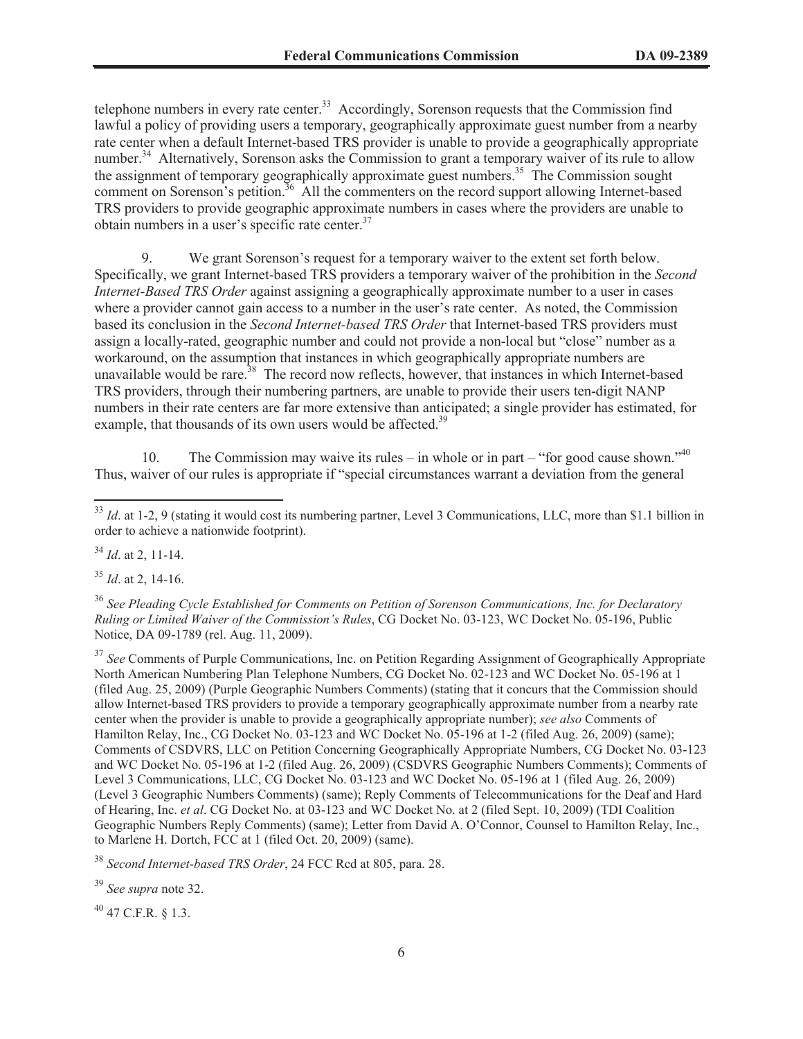telephone numbers in every rate center.[33] Accordingly, Sorenson requests that the Commission find lawful a policy of providing users a temporary, geographically approximate guest number from a nearby rate center when a default Internet-based TRS provider is unable to provide a geographically appropriate number.[34] Alternatively, Sorenson asks the Commission to grant a temporary waiver of its rule to allow the assignment of temporary geographically approximate guest numbers.[35] The Commission sought comment on Sorenson's petition.[36] All the commenters on the record support allowing Internet-based TRS providers to provide geographic approximate numbers in cases where the providers are unable to obtain numbers in a user's specific rate center.[37]

9. We grant Sorenson's request for a temporary waiver to the extent set forth below. Specifically, we grant Internet-based TRS providers a temporary waiver of the prohibition in the *Second Internet-Based TRS Order* against assigning a geographically approximate number to a user in cases where a provider cannot gain access to a number in the user's rate center. As noted, the Commission based its conclusion in the *Second Internet-based TRS Order* that Internet-based TRS providers must assign a locally-rated, geographic number and could not provide a non-local but "close" number as a workaround, on the assumption that instances in which geographically appropriate numbers are unavailable would be rare.[38] The record now reflects, however, that instances in which Internet-based TRS providers, through their numbering partners, are unable to provide their users ten-digit NANP numbers in their rate centers are far more extensive than anticipated; a single provider has estimated, for example, that thousands of its own users would be affected.[39]

10. The Commission may waive its rules – in whole or in part – "for good cause shown."[40] Thus, waiver of our rules is appropriate if "special circumstances warrant a deviation from the general

---

[33] *Id*. at 1-2, 9 (stating it would cost its numbering partner, Level 3 Communications, LLC, more than $1.1 billion in order to achieve a nationwide footprint).

[34] *Id*. at 2, 11-14.

[35] *Id*. at 2, 14-16.

[36] *See Pleading Cycle Established for Comments on Petition of Sorenson Communications, Inc. for Declaratory Ruling or Limited Waiver of the Commission's Rules*, CG Docket No. 03-123, WC Docket No. 05-196, Public Notice, DA 09-1789 (rel. Aug. 11, 2009).

[37] *See* Comments of Purple Communications, Inc. on Petition Regarding Assignment of Geographically Appropriate North American Numbering Plan Telephone Numbers, CG Docket No. 02-123 and WC Docket No. 05-196 at 1 (filed Aug. 25, 2009) (Purple Geographic Numbers Comments) (stating that it concurs that the Commission should allow Internet-based TRS providers to provide a temporary geographically approximate number from a nearby rate center when the provider is unable to provide a geographically appropriate number); *see also* Comments of Hamilton Relay, Inc., CG Docket No. 03-123 and WC Docket No. 05-196 at 1-2 (filed Aug. 26, 2009) (same); Comments of CSDVRS, LLC on Petition Concerning Geographically Appropriate Numbers, CG Docket No. 03-123 and WC Docket No. 05-196 at 1-2 (filed Aug. 26, 2009) (CSDVRS Geographic Numbers Comments); Comments of Level 3 Communications, LLC, CG Docket No. 03-123 and WC Docket No. 05-196 at 1 (filed Aug. 26, 2009) (Level 3 Geographic Numbers Comments) (same); Reply Comments of Telecommunications for the Deaf and Hard of Hearing, Inc. *et al*. CG Docket No. at 03-123 and WC Docket No. at 2 (filed Sept. 10, 2009) (TDI Coalition Geographic Numbers Reply Comments) (same); Letter from David A. O'Connor, Counsel to Hamilton Relay, Inc., to Marlene H. Dortch, FCC at 1 (filed Oct. 20, 2009) (same).

[38] *Second Internet-based TRS Order*, 24 FCC Rcd at 805, para. 28.

[39] *See supra* note 32.

[40] 47 C.F.R. § 1.3.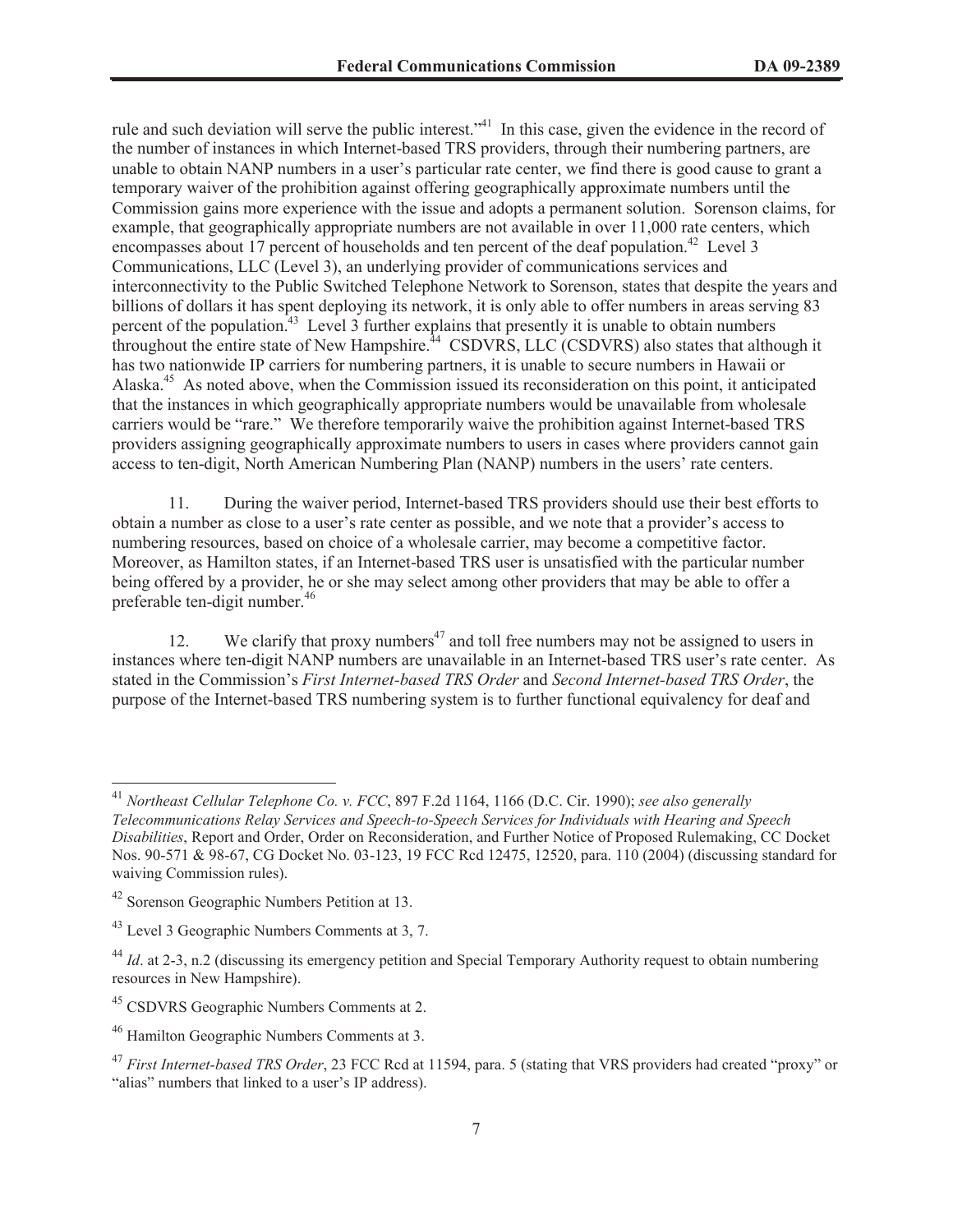rule and such deviation will serve the public interest."[41] In this case, given the evidence in the record of the number of instances in which Internet-based TRS providers, through their numbering partners, are unable to obtain NANP numbers in a user's particular rate center, we find there is good cause to grant a temporary waiver of the prohibition against offering geographically approximate numbers until the Commission gains more experience with the issue and adopts a permanent solution. Sorenson claims, for example, that geographically appropriate numbers are not available in over 11,000 rate centers, which encompasses about 17 percent of households and ten percent of the deaf population.[42] Level 3 Communications, LLC (Level 3), an underlying provider of communications services and interconnectivity to the Public Switched Telephone Network to Sorenson, states that despite the years and billions of dollars it has spent deploying its network, it is only able to offer numbers in areas serving 83 percent of the population.[43] Level 3 further explains that presently it is unable to obtain numbers throughout the entire state of New Hampshire.[44] CSDVRS, LLC (CSDVRS) also states that although it has two nationwide IP carriers for numbering partners, it is unable to secure numbers in Hawaii or Alaska.[45] As noted above, when the Commission issued its reconsideration on this point, it anticipated that the instances in which geographically appropriate numbers would be unavailable from wholesale carriers would be "rare." We therefore temporarily waive the prohibition against Internet-based TRS providers assigning geographically approximate numbers to users in cases where providers cannot gain access to ten-digit, North American Numbering Plan (NANP) numbers in the users' rate centers.

11. During the waiver period, Internet-based TRS providers should use their best efforts to obtain a number as close to a user's rate center as possible, and we note that a provider's access to numbering resources, based on choice of a wholesale carrier, may become a competitive factor. Moreover, as Hamilton states, if an Internet-based TRS user is unsatisfied with the particular number being offered by a provider, he or she may select among other providers that may be able to offer a preferable ten-digit number.[46]

12. We clarify that proxy numbers[47] and toll free numbers may not be assigned to users in instances where ten-digit NANP numbers are unavailable in an Internet-based TRS user's rate center. As stated in the Commission's *First Internet-based TRS Order* and *Second Internet-based TRS Order*, the purpose of the Internet-based TRS numbering system is to further functional equivalency for deaf and

---

[41] *Northeast Cellular Telephone Co. v. FCC*, 897 F.2d 1164, 1166 (D.C. Cir. 1990); *see also generally Telecommunications Relay Services and Speech-to-Speech Services for Individuals with Hearing and Speech Disabilities*, Report and Order, Order on Reconsideration, and Further Notice of Proposed Rulemaking, CC Docket Nos. 90-571 & 98-67, CG Docket No. 03-123, 19 FCC Rcd 12475, 12520, para. 110 (2004) (discussing standard for waiving Commission rules).

[42] Sorenson Geographic Numbers Petition at 13.

[43] Level 3 Geographic Numbers Comments at 3, 7.

[44] *Id*. at 2-3, n.2 (discussing its emergency petition and Special Temporary Authority request to obtain numbering resources in New Hampshire).

[45] CSDVRS Geographic Numbers Comments at 2.

[46] Hamilton Geographic Numbers Comments at 3.

[47] *First Internet-based TRS Order*, 23 FCC Rcd at 11594, para. 5 (stating that VRS providers had created "proxy" or "alias" numbers that linked to a user's IP address).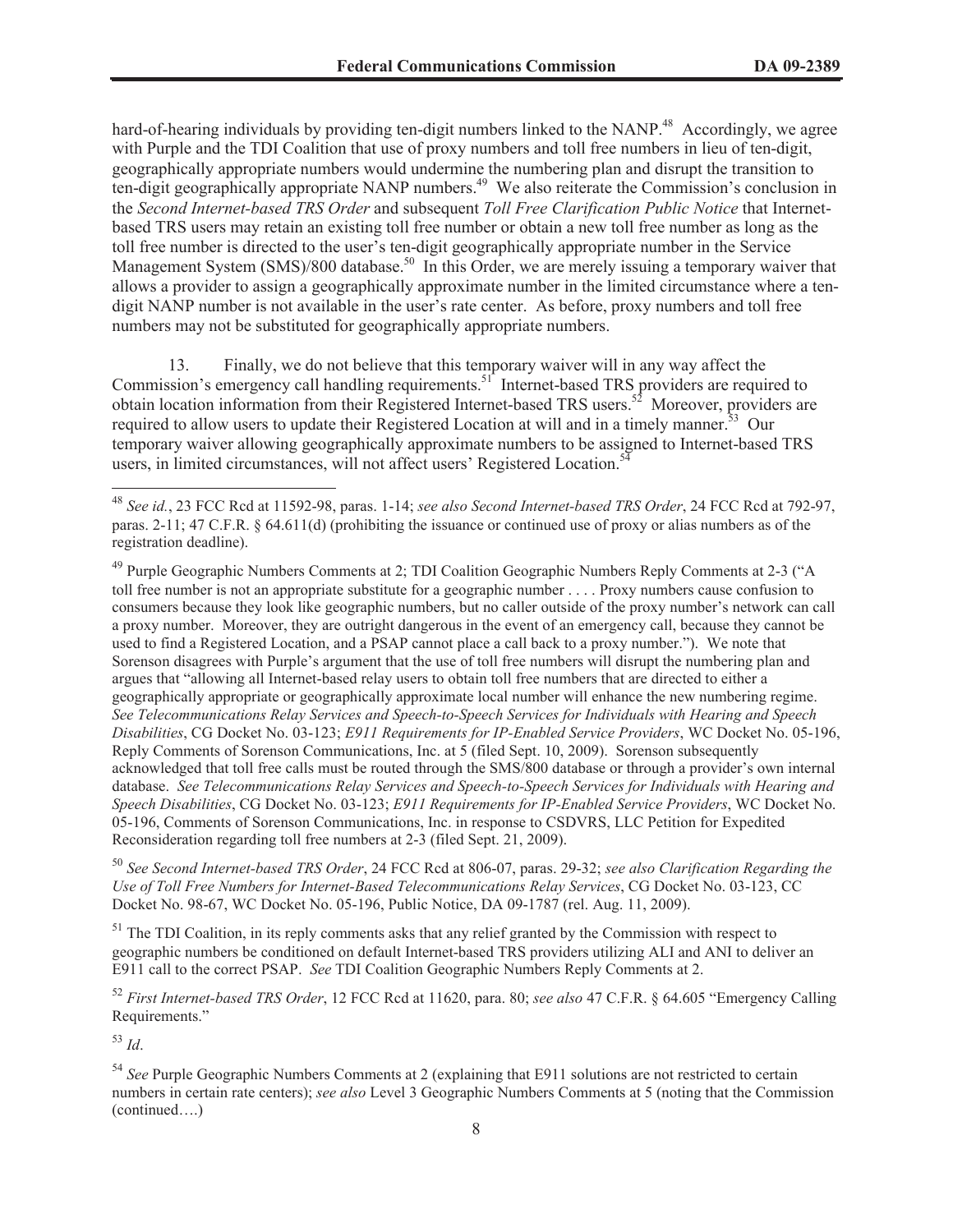hard-of-hearing individuals by providing ten-digit numbers linked to the NANP.[48] Accordingly, we agree with Purple and the TDI Coalition that use of proxy numbers and toll free numbers in lieu of ten-digit, geographically appropriate numbers would undermine the numbering plan and disrupt the transition to ten-digit geographically appropriate NANP numbers.[49] We also reiterate the Commission's conclusion in the *Second Internet-based TRS Order* and subsequent *Toll Free Clarification Public Notice* that Internet-based TRS users may retain an existing toll free number or obtain a new toll free number as long as the toll free number is directed to the user's ten-digit geographically appropriate number in the Service Management System (SMS)/800 database.[50] In this Order, we are merely issuing a temporary waiver that allows a provider to assign a geographically approximate number in the limited circumstance where a ten-digit NANP number is not available in the user's rate center. As before, proxy numbers and toll free numbers may not be substituted for geographically appropriate numbers.

13. Finally, we do not believe that this temporary waiver will in any way affect the Commission's emergency call handling requirements.[51] Internet-based TRS providers are required to obtain location information from their Registered Internet-based TRS users.[52] Moreover, providers are required to allow users to update their Registered Location at will and in a timely manner.[53] Our temporary waiver allowing geographically approximate numbers to be assigned to Internet-based TRS users, in limited circumstances, will not affect users' Registered Location.[54]

---

[48] *See id.*, 23 FCC Rcd at 11592-98, paras. 1-14; *see also Second Internet-based TRS Order*, 24 FCC Rcd at 792-97, paras. 2-11; 47 C.F.R. § 64.611(d) (prohibiting the issuance or continued use of proxy or alias numbers as of the registration deadline).

[49] Purple Geographic Numbers Comments at 2; TDI Coalition Geographic Numbers Reply Comments at 2-3 ("A toll free number is not an appropriate substitute for a geographic number . . . . Proxy numbers cause confusion to consumers because they look like geographic numbers, but no caller outside of the proxy number's network can call a proxy number. Moreover, they are outright dangerous in the event of an emergency call, because they cannot be used to find a Registered Location, and a PSAP cannot place a call back to a proxy number."). We note that Sorenson disagrees with Purple's argument that the use of toll free numbers will disrupt the numbering plan and argues that "allowing all Internet-based relay users to obtain toll free numbers that are directed to either a geographically appropriate or geographically approximate local number will enhance the new numbering regime. *See Telecommunications Relay Services and Speech-to-Speech Services for Individuals with Hearing and Speech Disabilities*, CG Docket No. 03-123; *E911 Requirements for IP-Enabled Service Providers*, WC Docket No. 05-196, Reply Comments of Sorenson Communications, Inc. at 5 (filed Sept. 10, 2009). Sorenson subsequently acknowledged that toll free calls must be routed through the SMS/800 database or through a provider's own internal database. *See Telecommunications Relay Services and Speech-to-Speech Services for Individuals with Hearing and Speech Disabilities*, CG Docket No. 03-123; *E911 Requirements for IP-Enabled Service Providers*, WC Docket No. 05-196, Comments of Sorenson Communications, Inc. in response to CSDVRS, LLC Petition for Expedited Reconsideration regarding toll free numbers at 2-3 (filed Sept. 21, 2009).

[50] *See Second Internet-based TRS Order*, 24 FCC Rcd at 806-07, paras. 29-32; *see also Clarification Regarding the Use of Toll Free Numbers for Internet-Based Telecommunications Relay Services*, CG Docket No. 03-123, CC Docket No. 98-67, WC Docket No. 05-196, Public Notice, DA 09-1787 (rel. Aug. 11, 2009).

[51] The TDI Coalition, in its reply comments asks that any relief granted by the Commission with respect to geographic numbers be conditioned on default Internet-based TRS providers utilizing ALI and ANI to deliver an E911 call to the correct PSAP. *See* TDI Coalition Geographic Numbers Reply Comments at 2.

[52] *First Internet-based TRS Order*, 12 FCC Rcd at 11620, para. 80; *see also* 47 C.F.R. § 64.605 "Emergency Calling Requirements."

[53] *Id*.

[54] *See* Purple Geographic Numbers Comments at 2 (explaining that E911 solutions are not restricted to certain numbers in certain rate centers); *see also* Level 3 Geographic Numbers Comments at 5 (noting that the Commission (continued….)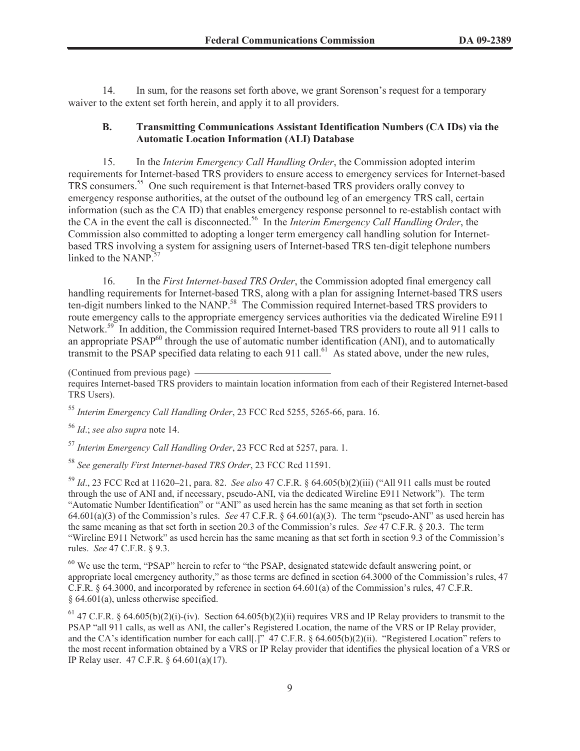14. In sum, for the reasons set forth above, we grant Sorenson's request for a temporary waiver to the extent set forth herein, and apply it to all providers.

### B. Transmitting Communications Assistant Identification Numbers (CA IDs) via the Automatic Location Information (ALI) Database

15. In the *Interim Emergency Call Handling Order*, the Commission adopted interim requirements for Internet-based TRS providers to ensure access to emergency services for Internet-based TRS consumers.[55] One such requirement is that Internet-based TRS providers orally convey to emergency response authorities, at the outset of the outbound leg of an emergency TRS call, certain information (such as the CA ID) that enables emergency response personnel to re-establish contact with the CA in the event the call is disconnected.[56] In the *Interim Emergency Call Handling Order*, the Commission also committed to adopting a longer term emergency call handling solution for Internet-based TRS involving a system for assigning users of Internet-based TRS ten-digit telephone numbers linked to the NANP.[57]

16. In the *First Internet-based TRS Order*, the Commission adopted final emergency call handling requirements for Internet-based TRS, along with a plan for assigning Internet-based TRS users ten-digit numbers linked to the NANP.[58] The Commission required Internet-based TRS providers to route emergency calls to the appropriate emergency services authorities via the dedicated Wireline E911 Network.[59] In addition, the Commission required Internet-based TRS providers to route all 911 calls to an appropriate PSAP[60] through the use of automatic number identification (ANI), and to automatically transmit to the PSAP specified data relating to each 911 call.[61] As stated above, under the new rules,

(Continued from previous page) requires Internet-based TRS providers to maintain location information from each of their Registered Internet-based TRS Users).

[55] *Interim Emergency Call Handling Order*, 23 FCC Rcd 5255, 5265-66, para. 16.

[56] *Id.*; *see also supra* note 14.

[57] *Interim Emergency Call Handling Order*, 23 FCC Rcd at 5257, para. 1.

[58] *See generally First Internet-based TRS Order*, 23 FCC Rcd 11591.

[59] *Id*., 23 FCC Rcd at 11620–21, para. 82. *See also* 47 C.F.R. § 64.605(b)(2)(iii) ("All 911 calls must be routed through the use of ANI and, if necessary, pseudo-ANI, via the dedicated Wireline E911 Network"). The term "Automatic Number Identification" or "ANI" as used herein has the same meaning as that set forth in section 64.601(a)(3) of the Commission's rules. *See* 47 C.F.R. § 64.601(a)(3). The term "pseudo-ANI" as used herein has the same meaning as that set forth in section 20.3 of the Commission's rules. *See* 47 C.F.R. § 20.3. The term "Wireline E911 Network" as used herein has the same meaning as that set forth in section 9.3 of the Commission's rules. *See* 47 C.F.R. § 9.3.

[60] We use the term, "PSAP" herein to refer to "the PSAP, designated statewide default answering point, or appropriate local emergency authority," as those terms are defined in section 64.3000 of the Commission's rules, 47 C.F.R. § 64.3000, and incorporated by reference in section 64.601(a) of the Commission's rules, 47 C.F.R. § 64.601(a), unless otherwise specified.

[61] 47 C.F.R. § 64.605(b)(2)(i)-(iv). Section 64.605(b)(2)(ii) requires VRS and IP Relay providers to transmit to the PSAP "all 911 calls, as well as ANI, the caller's Registered Location, the name of the VRS or IP Relay provider, and the CA's identification number for each call[.]" 47 C.F.R. § 64.605(b)(2)(ii). "Registered Location" refers to the most recent information obtained by a VRS or IP Relay provider that identifies the physical location of a VRS or IP Relay user. 47 C.F.R. § 64.601(a)(17).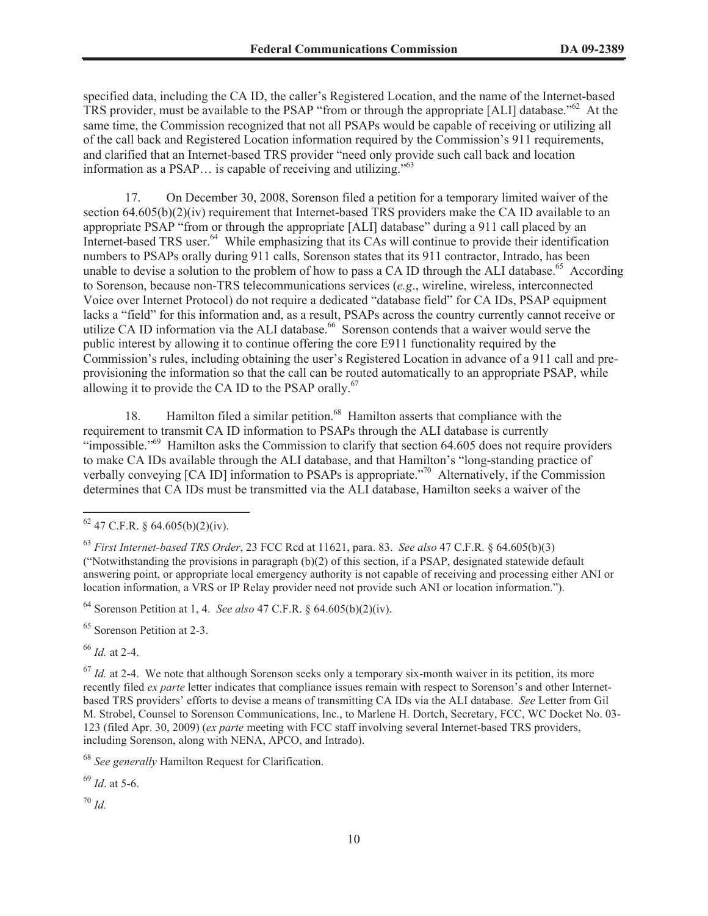specified data, including the CA ID, the caller's Registered Location, and the name of the Internet-based TRS provider, must be available to the PSAP "from or through the appropriate [ALI] database."[62] At the same time, the Commission recognized that not all PSAPs would be capable of receiving or utilizing all of the call back and Registered Location information required by the Commission's 911 requirements, and clarified that an Internet-based TRS provider "need only provide such call back and location information as a PSAP… is capable of receiving and utilizing."[63]

17. On December 30, 2008, Sorenson filed a petition for a temporary limited waiver of the section 64.605(b)(2)(iv) requirement that Internet-based TRS providers make the CA ID available to an appropriate PSAP "from or through the appropriate [ALI] database" during a 911 call placed by an Internet-based TRS user.[64] While emphasizing that its CAs will continue to provide their identification numbers to PSAPs orally during 911 calls, Sorenson states that its 911 contractor, Intrado, has been unable to devise a solution to the problem of how to pass a CA ID through the ALI database.[65] According to Sorenson, because non-TRS telecommunications services (*e.g*., wireline, wireless, interconnected Voice over Internet Protocol) do not require a dedicated "database field" for CA IDs, PSAP equipment lacks a "field" for this information and, as a result, PSAPs across the country currently cannot receive or utilize CA ID information via the ALI database.[66] Sorenson contends that a waiver would serve the public interest by allowing it to continue offering the core E911 functionality required by the Commission's rules, including obtaining the user's Registered Location in advance of a 911 call and pre-provisioning the information so that the call can be routed automatically to an appropriate PSAP, while allowing it to provide the CA ID to the PSAP orally.[67]

18. Hamilton filed a similar petition.[68] Hamilton asserts that compliance with the requirement to transmit CA ID information to PSAPs through the ALI database is currently "impossible."[69] Hamilton asks the Commission to clarify that section 64.605 does not require providers to make CA IDs available through the ALI database, and that Hamilton's "long-standing practice of verbally conveying [CA ID] information to PSAPs is appropriate."[70] Alternatively, if the Commission determines that CA IDs must be transmitted via the ALI database, Hamilton seeks a waiver of the

---

[62] 47 C.F.R. § 64.605(b)(2)(iv).

[63] *First Internet-based TRS Order*, 23 FCC Rcd at 11621, para. 83. *See also* 47 C.F.R. § 64.605(b)(3) ("Notwithstanding the provisions in paragraph (b)(2) of this section, if a PSAP, designated statewide default answering point, or appropriate local emergency authority is not capable of receiving and processing either ANI or location information, a VRS or IP Relay provider need not provide such ANI or location information.").

[64] Sorenson Petition at 1, 4. *See also* 47 C.F.R. § 64.605(b)(2)(iv).

[65] Sorenson Petition at 2-3.

[66] *Id.* at 2-4.

[67] *Id.* at 2-4. We note that although Sorenson seeks only a temporary six-month waiver in its petition, its more recently filed *ex parte* letter indicates that compliance issues remain with respect to Sorenson's and other Internet-based TRS providers' efforts to devise a means of transmitting CA IDs via the ALI database. *See* Letter from Gil M. Strobel, Counsel to Sorenson Communications, Inc., to Marlene H. Dortch, Secretary, FCC, WC Docket No. 03-123 (filed Apr. 30, 2009) (*ex parte* meeting with FCC staff involving several Internet-based TRS providers, including Sorenson, along with NENA, APCO, and Intrado).

[68] *See generally* Hamilton Request for Clarification.

[69] *Id*. at 5-6.

[70] *Id.*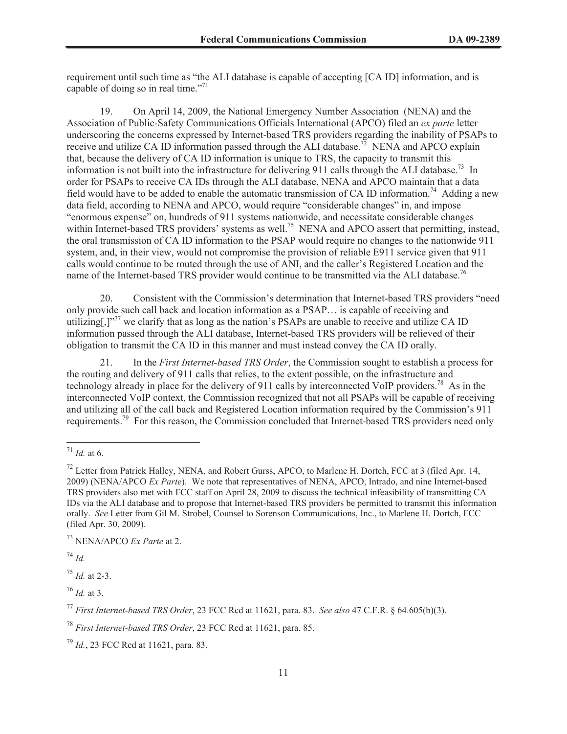requirement until such time as "the ALI database is capable of accepting [CA ID] information, and is capable of doing so in real time."[71]

19. On April 14, 2009, the National Emergency Number Association (NENA) and the Association of Public-Safety Communications Officials International (APCO) filed an *ex parte* letter underscoring the concerns expressed by Internet-based TRS providers regarding the inability of PSAPs to receive and utilize CA ID information passed through the ALI database.[72] NENA and APCO explain that, because the delivery of CA ID information is unique to TRS, the capacity to transmit this information is not built into the infrastructure for delivering 911 calls through the ALI database.[73] In order for PSAPs to receive CA IDs through the ALI database, NENA and APCO maintain that a data field would have to be added to enable the automatic transmission of CA ID information.[74] Adding a new data field, according to NENA and APCO, would require "considerable changes" in, and impose "enormous expense" on, hundreds of 911 systems nationwide, and necessitate considerable changes within Internet-based TRS providers' systems as well.[75] NENA and APCO assert that permitting, instead, the oral transmission of CA ID information to the PSAP would require no changes to the nationwide 911 system, and, in their view, would not compromise the provision of reliable E911 service given that 911 calls would continue to be routed through the use of ANI, and the caller's Registered Location and the name of the Internet-based TRS provider would continue to be transmitted via the ALI database.[76]

20. Consistent with the Commission's determination that Internet-based TRS providers "need only provide such call back and location information as a PSAP… is capable of receiving and utilizing[,]"[77] we clarify that as long as the nation's PSAPs are unable to receive and utilize CA ID information passed through the ALI database, Internet-based TRS providers will be relieved of their obligation to transmit the CA ID in this manner and must instead convey the CA ID orally.

21. In the *First Internet-based TRS Order*, the Commission sought to establish a process for the routing and delivery of 911 calls that relies, to the extent possible, on the infrastructure and technology already in place for the delivery of 911 calls by interconnected VoIP providers.[78] As in the interconnected VoIP context, the Commission recognized that not all PSAPs will be capable of receiving and utilizing all of the call back and Registered Location information required by the Commission's 911 requirements.[79] For this reason, the Commission concluded that Internet-based TRS providers need only

---

[71] *Id.* at 6.

[72] Letter from Patrick Halley, NENA, and Robert Gurss, APCO, to Marlene H. Dortch, FCC at 3 (filed Apr. 14, 2009) (NENA/APCO *Ex Parte*). We note that representatives of NENA, APCO, Intrado, and nine Internet-based TRS providers also met with FCC staff on April 28, 2009 to discuss the technical infeasibility of transmitting CA IDs via the ALI database and to propose that Internet-based TRS providers be permitted to transmit this information orally. *See* Letter from Gil M. Strobel, Counsel to Sorenson Communications, Inc., to Marlene H. Dortch, FCC (filed Apr. 30, 2009).

[73] NENA/APCO *Ex Parte* at 2.

[74] *Id.*

[75] *Id.* at 2-3.

[76] *Id.* at 3.

[77] *First Internet-based TRS Order*, 23 FCC Rcd at 11621, para. 83. *See also* 47 C.F.R. § 64.605(b)(3).

[78] *First Internet-based TRS Order*, 23 FCC Rcd at 11621, para. 85.

[79] *Id.*, 23 FCC Rcd at 11621, para. 83.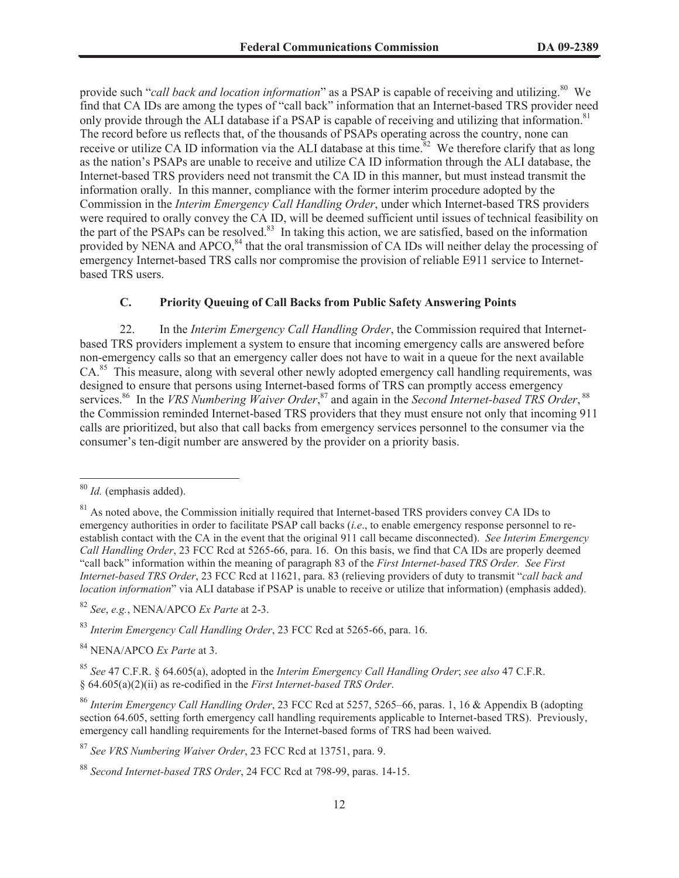provide such "*call back and location information*" as a PSAP is capable of receiving and utilizing.[80] We find that CA IDs are among the types of "call back" information that an Internet-based TRS provider need only provide through the ALI database if a PSAP is capable of receiving and utilizing that information.[81] The record before us reflects that, of the thousands of PSAPs operating across the country, none can receive or utilize CA ID information via the ALI database at this time.[82] We therefore clarify that as long as the nation's PSAPs are unable to receive and utilize CA ID information through the ALI database, the Internet-based TRS providers need not transmit the CA ID in this manner, but must instead transmit the information orally. In this manner, compliance with the former interim procedure adopted by the Commission in the *Interim Emergency Call Handling Order*, under which Internet-based TRS providers were required to orally convey the CA ID, will be deemed sufficient until issues of technical feasibility on the part of the PSAPs can be resolved.[83] In taking this action, we are satisfied, based on the information provided by NENA and APCO,[84] that the oral transmission of CA IDs will neither delay the processing of emergency Internet-based TRS calls nor compromise the provision of reliable E911 service to Internet-based TRS users.

### C. Priority Queuing of Call Backs from Public Safety Answering Points

22. In the *Interim Emergency Call Handling Order*, the Commission required that Internet-based TRS providers implement a system to ensure that incoming emergency calls are answered before non-emergency calls so that an emergency caller does not have to wait in a queue for the next available CA.[85] This measure, along with several other newly adopted emergency call handling requirements, was designed to ensure that persons using Internet-based forms of TRS can promptly access emergency services.[86] In the *VRS Numbering Waiver Order*,[87] and again in the *Second Internet-based TRS Order*,[88] the Commission reminded Internet-based TRS providers that they must ensure not only that incoming 911 calls are prioritized, but also that call backs from emergency services personnel to the consumer via the consumer's ten-digit number are answered by the provider on a priority basis.

---

[80] *Id.* (emphasis added).

[81] As noted above, the Commission initially required that Internet-based TRS providers convey CA IDs to emergency authorities in order to facilitate PSAP call backs (*i.e.*, to enable emergency response personnel to re-establish contact with the CA in the event that the original 911 call became disconnected). *See Interim Emergency Call Handling Order*, 23 FCC Rcd at 5265-66, para. 16. On this basis, we find that CA IDs are properly deemed "call back" information within the meaning of paragraph 83 of the *First Internet-based TRS Order*. *See First Internet-based TRS Order*, 23 FCC Rcd at 11621, para. 83 (relieving providers of duty to transmit "*call back and location information*" via ALI database if PSAP is unable to receive or utilize that information) (emphasis added).

[82] *See*, *e.g.*, NENA/APCO *Ex Parte* at 2-3.

[83] *Interim Emergency Call Handling Order*, 23 FCC Rcd at 5265-66, para. 16.

[84] NENA/APCO *Ex Parte* at 3.

[85] *See* 47 C.F.R. § 64.605(a), adopted in the *Interim Emergency Call Handling Order*; *see also* 47 C.F.R. § 64.605(a)(2)(ii) as re-codified in the *First Internet-based TRS Order*.

[86] *Interim Emergency Call Handling Order*, 23 FCC Rcd at 5257, 5265–66, paras. 1, 16 & Appendix B (adopting section 64.605, setting forth emergency call handling requirements applicable to Internet-based TRS). Previously, emergency call handling requirements for the Internet-based forms of TRS had been waived.

[87] *See VRS Numbering Waiver Order*, 23 FCC Rcd at 13751, para. 9.

[88] *Second Internet-based TRS Order*, 24 FCC Rcd at 798-99, paras. 14-15.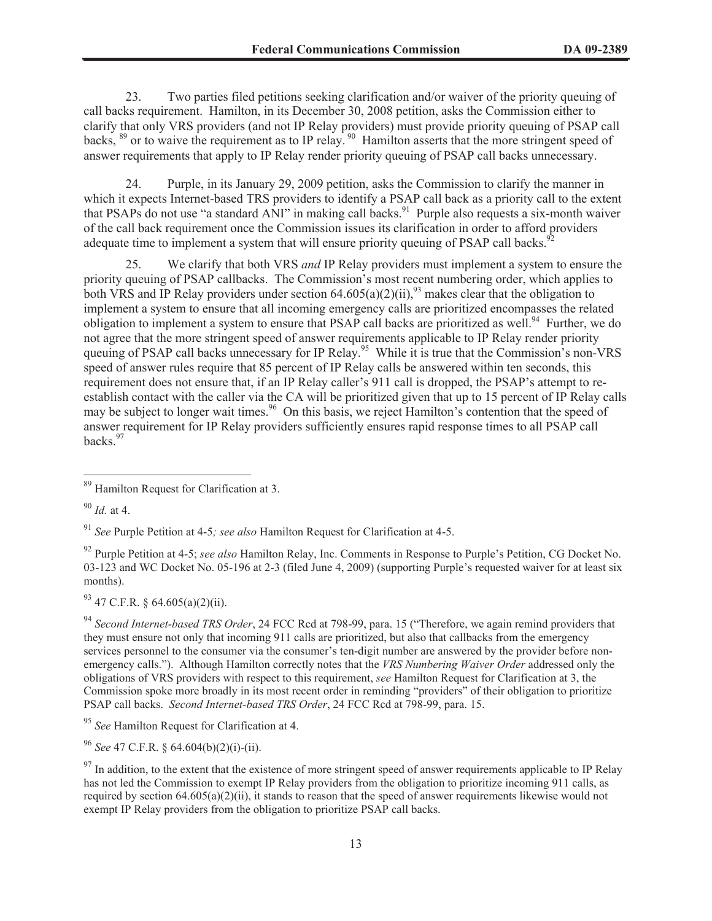23. Two parties filed petitions seeking clarification and/or waiver of the priority queuing of call backs requirement. Hamilton, in its December 30, 2008 petition, asks the Commission either to clarify that only VRS providers (and not IP Relay providers) must provide priority queuing of PSAP call backs, [89] or to waive the requirement as to IP relay. [90] Hamilton asserts that the more stringent speed of answer requirements that apply to IP Relay render priority queuing of PSAP call backs unnecessary.

24. Purple, in its January 29, 2009 petition, asks the Commission to clarify the manner in which it expects Internet-based TRS providers to identify a PSAP call back as a priority call to the extent that PSAPs do not use "a standard ANI" in making call backs.[91] Purple also requests a six-month waiver of the call back requirement once the Commission issues its clarification in order to afford providers adequate time to implement a system that will ensure priority queuing of PSAP call backs.[92]

25. We clarify that both VRS *and* IP Relay providers must implement a system to ensure the priority queuing of PSAP callbacks. The Commission's most recent numbering order, which applies to both VRS and IP Relay providers under section 64.605(a)(2)(ii),[93] makes clear that the obligation to implement a system to ensure that all incoming emergency calls are prioritized encompasses the related obligation to implement a system to ensure that PSAP call backs are prioritized as well.[94] Further, we do not agree that the more stringent speed of answer requirements applicable to IP Relay render priority queuing of PSAP call backs unnecessary for IP Relay.[95] While it is true that the Commission's non-VRS speed of answer rules require that 85 percent of IP Relay calls be answered within ten seconds, this requirement does not ensure that, if an IP Relay caller's 911 call is dropped, the PSAP's attempt to re-establish contact with the caller via the CA will be prioritized given that up to 15 percent of IP Relay calls may be subject to longer wait times.[96] On this basis, we reject Hamilton's contention that the speed of answer requirement for IP Relay providers sufficiently ensures rapid response times to all PSAP call backs.[97]

---

[89] Hamilton Request for Clarification at 3.

[90] *Id.* at 4.

[91] *See* Purple Petition at 4-5*; see also* Hamilton Request for Clarification at 4-5.

[92] Purple Petition at 4-5; *see also* Hamilton Relay, Inc. Comments in Response to Purple's Petition, CG Docket No. 03-123 and WC Docket No. 05-196 at 2-3 (filed June 4, 2009) (supporting Purple's requested waiver for at least six months).

[93] 47 C.F.R. § 64.605(a)(2)(ii).

[94] *Second Internet-based TRS Order*, 24 FCC Rcd at 798-99, para. 15 ("Therefore, we again remind providers that they must ensure not only that incoming 911 calls are prioritized, but also that callbacks from the emergency services personnel to the consumer via the consumer's ten-digit number are answered by the provider before non-emergency calls."). Although Hamilton correctly notes that the *VRS Numbering Waiver Order* addressed only the obligations of VRS providers with respect to this requirement, *see* Hamilton Request for Clarification at 3, the Commission spoke more broadly in its most recent order in reminding "providers" of their obligation to prioritize PSAP call backs. *Second Internet-based TRS Order*, 24 FCC Rcd at 798-99, para. 15.

[95] *See* Hamilton Request for Clarification at 4.

[96] *See* 47 C.F.R. § 64.604(b)(2)(i)-(ii).

[97] In addition, to the extent that the existence of more stringent speed of answer requirements applicable to IP Relay has not led the Commission to exempt IP Relay providers from the obligation to prioritize incoming 911 calls, as required by section 64.605(a)(2)(ii), it stands to reason that the speed of answer requirements likewise would not exempt IP Relay providers from the obligation to prioritize PSAP call backs.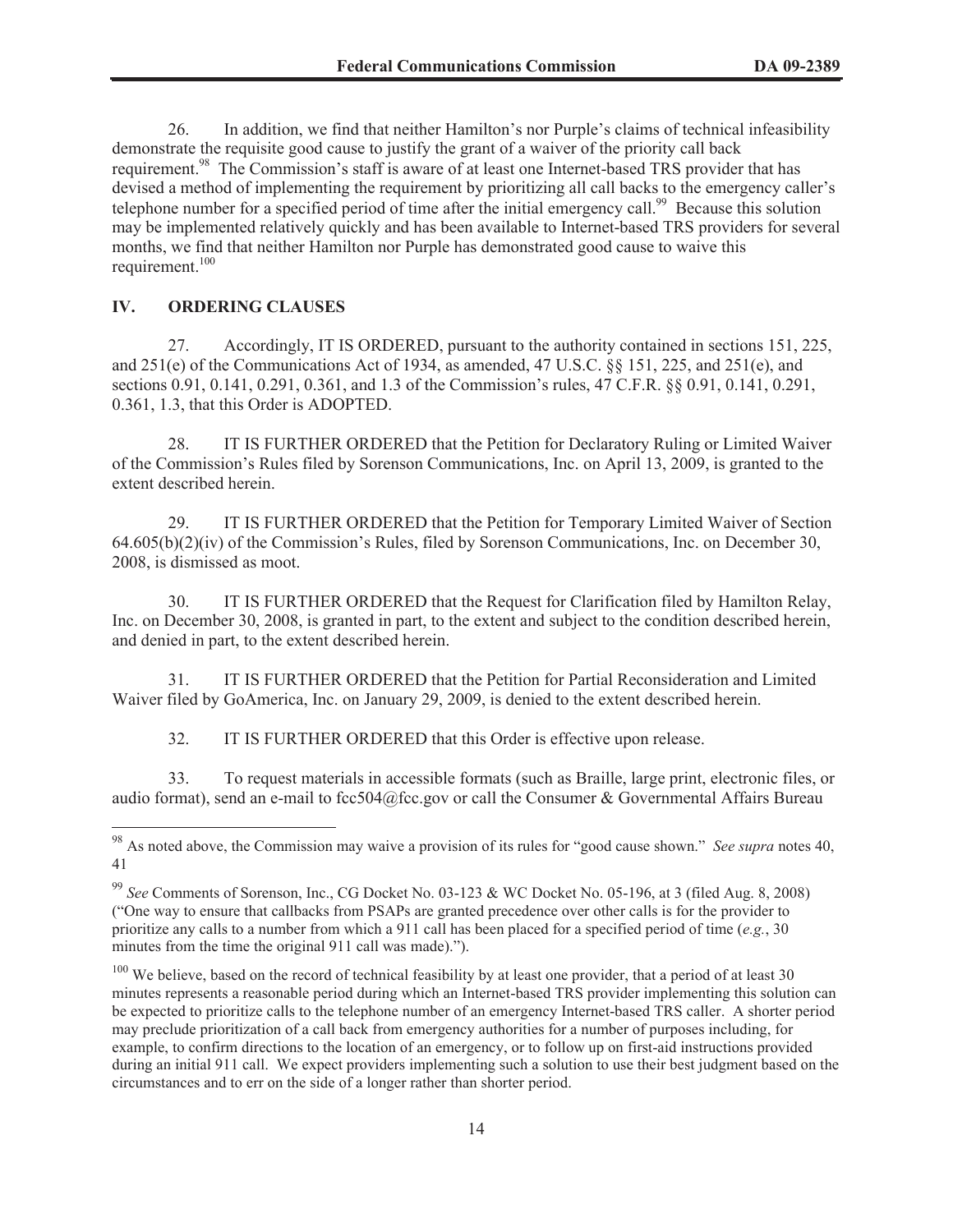26. In addition, we find that neither Hamilton's nor Purple's claims of technical infeasibility demonstrate the requisite good cause to justify the grant of a waiver of the priority call back requirement.[98] The Commission's staff is aware of at least one Internet-based TRS provider that has devised a method of implementing the requirement by prioritizing all call backs to the emergency caller's telephone number for a specified period of time after the initial emergency call.[99] Because this solution may be implemented relatively quickly and has been available to Internet-based TRS providers for several months, we find that neither Hamilton nor Purple has demonstrated good cause to waive this requirement.[100]

## IV. ORDERING CLAUSES

27. Accordingly, IT IS ORDERED, pursuant to the authority contained in sections 151, 225, and 251(e) of the Communications Act of 1934, as amended, 47 U.S.C. §§ 151, 225, and 251(e), and sections 0.91, 0.141, 0.291, 0.361, and 1.3 of the Commission's rules, 47 C.F.R. §§ 0.91, 0.141, 0.291, 0.361, 1.3, that this Order is ADOPTED.

28. IT IS FURTHER ORDERED that the Petition for Declaratory Ruling or Limited Waiver of the Commission's Rules filed by Sorenson Communications, Inc. on April 13, 2009, is granted to the extent described herein.

29. IT IS FURTHER ORDERED that the Petition for Temporary Limited Waiver of Section 64.605(b)(2)(iv) of the Commission's Rules, filed by Sorenson Communications, Inc. on December 30, 2008, is dismissed as moot.

30. IT IS FURTHER ORDERED that the Request for Clarification filed by Hamilton Relay, Inc. on December 30, 2008, is granted in part, to the extent and subject to the condition described herein, and denied in part, to the extent described herein.

31. IT IS FURTHER ORDERED that the Petition for Partial Reconsideration and Limited Waiver filed by GoAmerica, Inc. on January 29, 2009, is denied to the extent described herein.

32. IT IS FURTHER ORDERED that this Order is effective upon release.

33. To request materials in accessible formats (such as Braille, large print, electronic files, or audio format), send an e-mail to fcc504@fcc.gov or call the Consumer & Governmental Affairs Bureau

---

[98] As noted above, the Commission may waive a provision of its rules for "good cause shown." *See supra* notes 40, 41

[99] *See* Comments of Sorenson, Inc., CG Docket No. 03-123 & WC Docket No. 05-196, at 3 (filed Aug. 8, 2008) ("One way to ensure that callbacks from PSAPs are granted precedence over other calls is for the provider to prioritize any calls to a number from which a 911 call has been placed for a specified period of time (*e.g.*, 30 minutes from the time the original 911 call was made).").

[100] We believe, based on the record of technical feasibility by at least one provider, that a period of at least 30 minutes represents a reasonable period during which an Internet-based TRS provider implementing this solution can be expected to prioritize calls to the telephone number of an emergency Internet-based TRS caller. A shorter period may preclude prioritization of a call back from emergency authorities for a number of purposes including, for example, to confirm directions to the location of an emergency, or to follow up on first-aid instructions provided during an initial 911 call. We expect providers implementing such a solution to use their best judgment based on the circumstances and to err on the side of a longer rather than shorter period.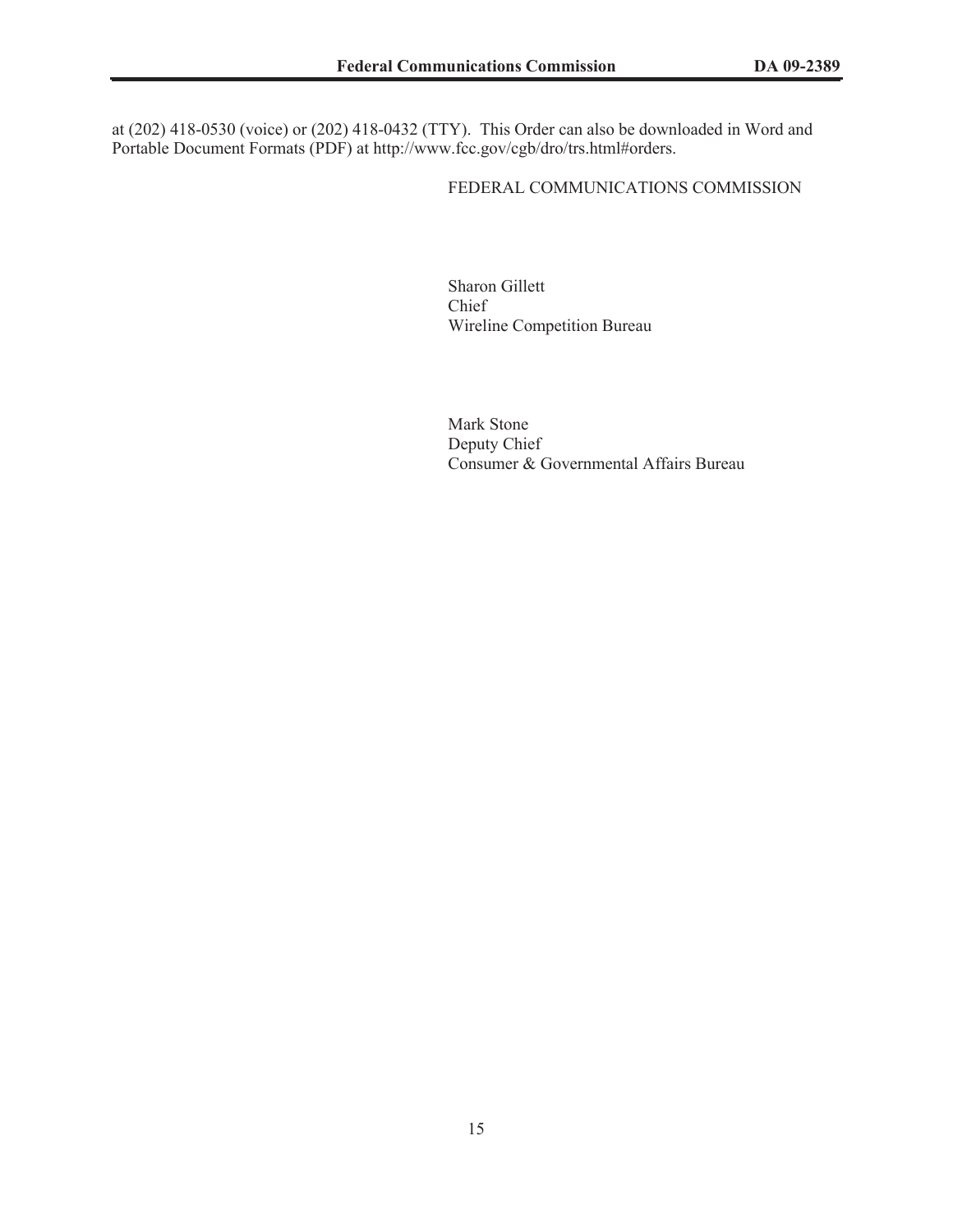at (202) 418-0530 (voice) or (202) 418-0432 (TTY). This Order can also be downloaded in Word and Portable Document Formats (PDF) at http://www.fcc.gov/cgb/dro/trs.html#orders.

FEDERAL COMMUNICATIONS COMMISSION

Sharon Gillett
Chief
Wireline Competition Bureau

Mark Stone
Deputy Chief
Consumer & Governmental Affairs Bureau